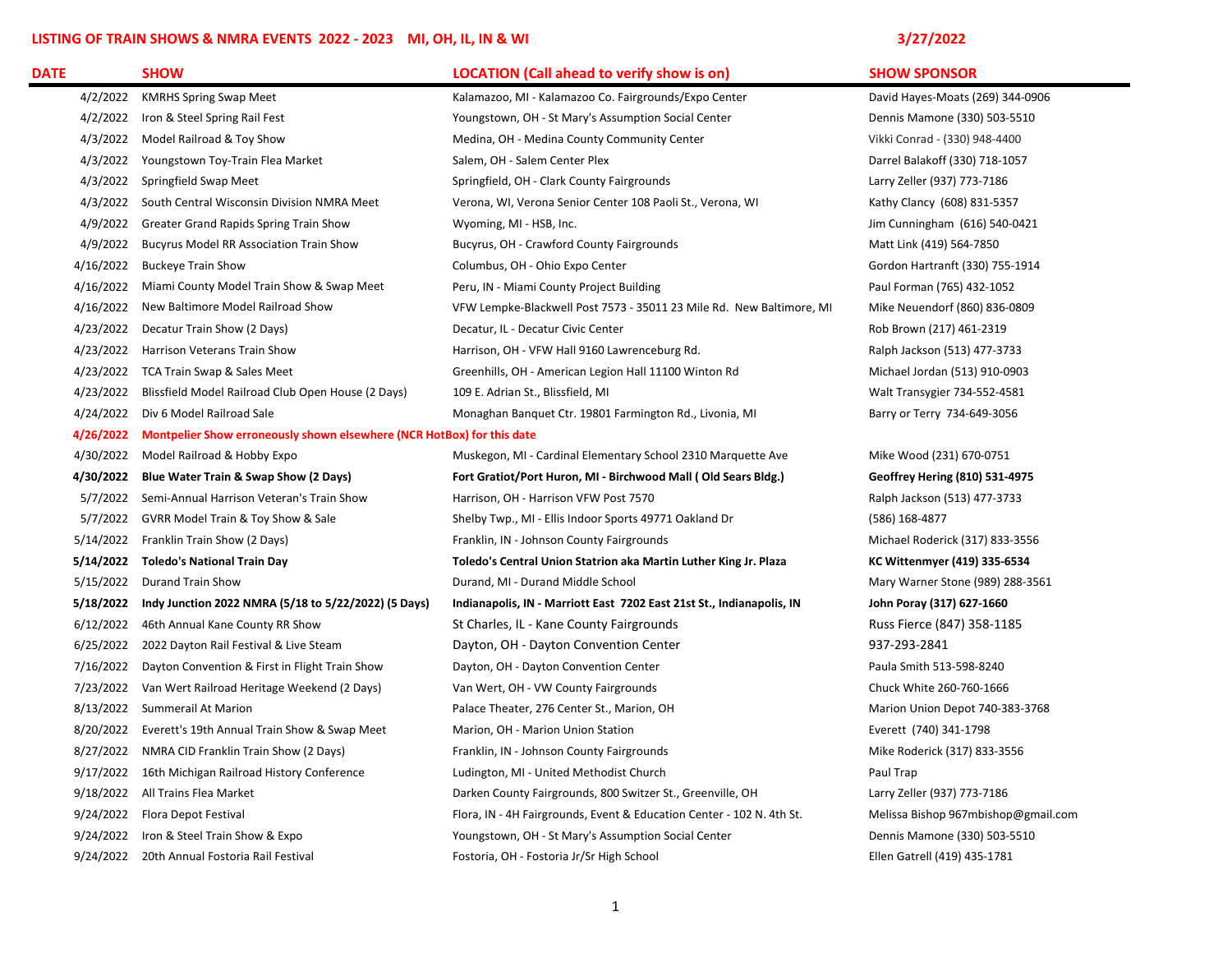# LISTING OF TRAIN SHOWS & NMRA EVENTS 2022 - 2023 MI, OH, IL, IN & WI

3/27/2022

| DATE | SHOW | LOCATION (Call ahead to verify show is on) | SHOW SPONSOR |
|---|---|---|---|
| 4/2/2022 | KMRHS Spring Swap Meet | Kalamazoo, MI - Kalamazoo Co. Fairgrounds/Expo Center | David Hayes-Moats (269) 344-0906 |
| 4/2/2022 | Iron & Steel Spring Rail Fest | Youngstown, OH - St Mary's Assumption Social Center | Dennis Mamone (330) 503-5510 |
| 4/3/2022 | Model Railroad & Toy Show | Medina, OH - Medina County Community Center | Vikki Conrad - (330) 948-4400 |
| 4/3/2022 | Youngstown Toy-Train Flea Market | Salem, OH - Salem Center Plex | Darrel Balakoff (330) 718-1057 |
| 4/3/2022 | Springfield Swap Meet | Springfield, OH - Clark County Fairgrounds | Larry Zeller (937) 773-7186 |
| 4/3/2022 | South Central Wisconsin Division NMRA Meet | Verona, WI, Verona Senior Center 108 Paoli St., Verona, WI | Kathy Clancy (608) 831-5357 |
| 4/9/2022 | Greater Grand Rapids Spring Train Show | Wyoming, MI - HSB, Inc. | Jim Cunningham (616) 540-0421 |
| 4/9/2022 | Bucyrus Model RR Association Train Show | Bucyrus, OH - Crawford County Fairgrounds | Matt Link (419) 564-7850 |
| 4/16/2022 | Buckeye Train Show | Columbus, OH - Ohio Expo Center | Gordon Hartranft (330) 755-1914 |
| 4/16/2022 | Miami County Model Train Show & Swap Meet | Peru, IN - Miami County Project Building | Paul Forman (765) 432-1052 |
| 4/16/2022 | New Baltimore Model Railroad Show | VFW Lempke-Blackwell Post 7573 - 35011 23 Mile Rd. New Baltimore, MI | Mike Neuendorf (860) 836-0809 |
| 4/23/2022 | Decatur Train Show (2 Days) | Decatur, IL - Decatur Civic Center | Rob Brown (217) 461-2319 |
| 4/23/2022 | Harrison Veterans Train Show | Harrison, OH - VFW Hall 9160 Lawrenceburg Rd. | Ralph Jackson (513) 477-3733 |
| 4/23/2022 | TCA Train Swap & Sales Meet | Greenhills, OH - American Legion Hall 11100 Winton Rd | Michael Jordan (513) 910-0903 |
| 4/23/2022 | Blissfield Model Railroad Club Open House (2 Days) | 109 E. Adrian St., Blissfield, MI | Walt Transygier 734-552-4581 |
| 4/24/2022 | Div 6 Model Railroad Sale | Monaghan Banquet Ctr. 19801 Farmington Rd., Livonia, MI | Barry or Terry 734-649-3056 |
| **4/26/2022** | **Montpelier Show erroneously shown elsewhere (NCR HotBox) for this date** | | |
| 4/30/2022 | Model Railroad & Hobby Expo | Muskegon, MI - Cardinal Elementary School 2310 Marquette Ave | Mike Wood (231) 670-0751 |
| **4/30/2022** | **Blue Water Train & Swap Show (2 Days)** | **Fort Gratiot/Port Huron, MI - Birchwood Mall ( Old Sears Bldg.)** | **Geoffrey Hering (810) 531-4975** |
| 5/7/2022 | Semi-Annual Harrison Veteran's Train Show | Harrison, OH - Harrison VFW Post 7570 | Ralph Jackson (513) 477-3733 |
| 5/7/2022 | GVRR Model Train & Toy Show & Sale | Shelby Twp., MI - Ellis Indoor Sports 49771 Oakland Dr | (586) 168-4877 |
| 5/14/2022 | Franklin Train Show (2 Days) | Franklin, IN - Johnson County Fairgrounds | Michael Roderick (317) 833-3556 |
| **5/14/2022** | **Toledo's National Train Day** | **Toledo's Central Union Statrion aka Martin Luther King Jr. Plaza** | **KC Wittenmyer (419) 335-6534** |
| 5/15/2022 | Durand Train Show | Durand, MI - Durand Middle School | Mary Warner Stone (989) 288-3561 |
| **5/18/2022** | **Indy Junction 2022 NMRA (5/18 to 5/22/2022) (5 Days)** | **Indianapolis, IN - Marriott East 7202 East 21st St., Indianapolis, IN** | **John Poray (317) 627-1660** |
| 6/12/2022 | 46th Annual Kane County RR Show | St Charles, IL - Kane County Fairgrounds | Russ Fierce (847) 358-1185 |
| 6/25/2022 | 2022 Dayton Rail Festival & Live Steam | Dayton, OH - Dayton Convention Center | 937-293-2841 |
| 7/16/2022 | Dayton Convention & First in Flight Train Show | Dayton, OH - Dayton Convention Center | Paula Smith 513-598-8240 |
| 7/23/2022 | Van Wert Railroad Heritage Weekend (2 Days) | Van Wert, OH - VW County Fairgrounds | Chuck White 260-760-1666 |
| 8/13/2022 | Summerail At Marion | Palace Theater, 276 Center St., Marion, OH | Marion Union Depot 740-383-3768 |
| 8/20/2022 | Everett's 19th Annual Train Show & Swap Meet | Marion, OH - Marion Union Station | Everett (740) 341-1798 |
| 8/27/2022 | NMRA CID Franklin Train Show (2 Days) | Franklin, IN - Johnson County Fairgrounds | Mike Roderick (317) 833-3556 |
| 9/17/2022 | 16th Michigan Railroad History Conference | Ludington, MI - United Methodist Church | Paul Trap |
| 9/18/2022 | All Trains Flea Market | Darken County Fairgrounds, 800 Switzer St., Greenville, OH | Larry Zeller (937) 773-7186 |
| 9/24/2022 | Flora Depot Festival | Flora, IN - 4H Fairgrounds, Event & Education Center - 102 N. 4th St. | Melissa Bishop 967mbishop@gmail.com |
| 9/24/2022 | Iron & Steel Train Show & Expo | Youngstown, OH - St Mary's Assumption Social Center | Dennis Mamone (330) 503-5510 |
| 9/24/2022 | 20th Annual Fostoria Rail Festival | Fostoria, OH - Fostoria Jr/Sr High School | Ellen Gatrell (419) 435-1781 |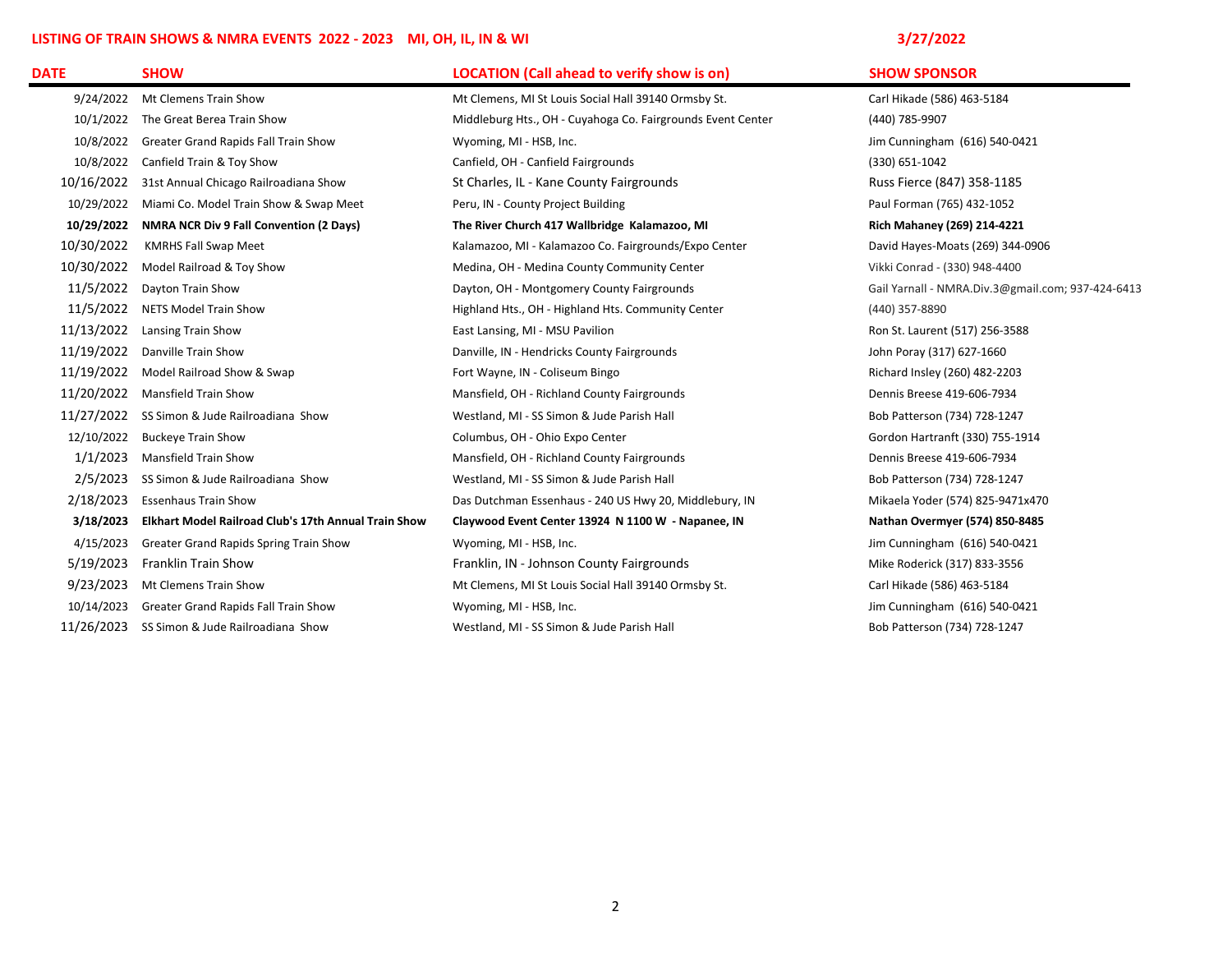**LISTING OF TRAIN SHOWS & NMRA EVENTS 2022 - 2023 MI, OH, IL, IN & WI** **3/27/2022**

| DATE | SHOW | LOCATION (Call ahead to verify show is on) | SHOW SPONSOR |
|---|---|---|---|
| 9/24/2022 | Mt Clemens Train Show | Mt Clemens, MI St Louis Social Hall 39140 Ormsby St. | Carl Hikade (586) 463-5184 |
| 10/1/2022 | The Great Berea Train Show | Middleburg Hts., OH - Cuyahoga Co. Fairgrounds Event Center | (440) 785-9907 |
| 10/8/2022 | Greater Grand Rapids Fall Train Show | Wyoming, MI - HSB, Inc. | Jim Cunningham (616) 540-0421 |
| 10/8/2022 | Canfield Train & Toy Show | Canfield, OH - Canfield Fairgrounds | (330) 651-1042 |
| 10/16/2022 | 31st Annual Chicago Railroadiana Show | St Charles, IL - Kane County Fairgrounds | Russ Fierce (847) 358-1185 |
| 10/29/2022 | Miami Co. Model Train Show & Swap Meet | Peru, IN - County Project Building | Paul Forman (765) 432-1052 |
| **10/29/2022** | **NMRA NCR Div 9 Fall Convention (2 Days)** | **The River Church 417 Wallbridge Kalamazoo, MI** | **Rich Mahaney (269) 214-4221** |
| 10/30/2022 | KMRHS Fall Swap Meet | Kalamazoo, MI - Kalamazoo Co. Fairgrounds/Expo Center | David Hayes-Moats (269) 344-0906 |
| 10/30/2022 | Model Railroad & Toy Show | Medina, OH - Medina County Community Center | Vikki Conrad - (330) 948-4400 |
| 11/5/2022 | Dayton Train Show | Dayton, OH - Montgomery County Fairgrounds | Gail Yarnall - NMRA.Div.3@gmail.com; 937-424-6413 |
| 11/5/2022 | NETS Model Train Show | Highland Hts., OH - Highland Hts. Community Center | (440) 357-8890 |
| 11/13/2022 | Lansing Train Show | East Lansing, MI - MSU Pavilion | Ron St. Laurent (517) 256-3588 |
| 11/19/2022 | Danville Train Show | Danville, IN - Hendricks County Fairgrounds | John Poray (317) 627-1660 |
| 11/19/2022 | Model Railroad Show & Swap | Fort Wayne, IN - Coliseum Bingo | Richard Insley (260) 482-2203 |
| 11/20/2022 | Mansfield Train Show | Mansfield, OH - Richland County Fairgrounds | Dennis Breese 419-606-7934 |
| 11/27/2022 | SS Simon & Jude Railroadiana Show | Westland, MI - SS Simon & Jude Parish Hall | Bob Patterson (734) 728-1247 |
| 12/10/2022 | Buckeye Train Show | Columbus, OH - Ohio Expo Center | Gordon Hartranft (330) 755-1914 |
| 1/1/2023 | Mansfield Train Show | Mansfield, OH - Richland County Fairgrounds | Dennis Breese 419-606-7934 |
| 2/5/2023 | SS Simon & Jude Railroadiana Show | Westland, MI - SS Simon & Jude Parish Hall | Bob Patterson (734) 728-1247 |
| 2/18/2023 | Essenhaus Train Show | Das Dutchman Essenhaus - 240 US Hwy 20, Middlebury, IN | Mikaela Yoder (574) 825-9471x470 |
| **3/18/2023** | **Elkhart Model Railroad Club's 17th Annual Train Show** | **Claywood Event Center 13924 N 1100 W - Napanee, IN** | **Nathan Overmyer (574) 850-8485** |
| 4/15/2023 | Greater Grand Rapids Spring Train Show | Wyoming, MI - HSB, Inc. | Jim Cunningham (616) 540-0421 |
| 5/19/2023 | Franklin Train Show | Franklin, IN - Johnson County Fairgrounds | Mike Roderick (317) 833-3556 |
| 9/23/2023 | Mt Clemens Train Show | Mt Clemens, MI St Louis Social Hall 39140 Ormsby St. | Carl Hikade (586) 463-5184 |
| 10/14/2023 | Greater Grand Rapids Fall Train Show | Wyoming, MI - HSB, Inc. | Jim Cunningham (616) 540-0421 |
| 11/26/2023 | SS Simon & Jude Railroadiana Show | Westland, MI - SS Simon & Jude Parish Hall | Bob Patterson (734) 728-1247 |